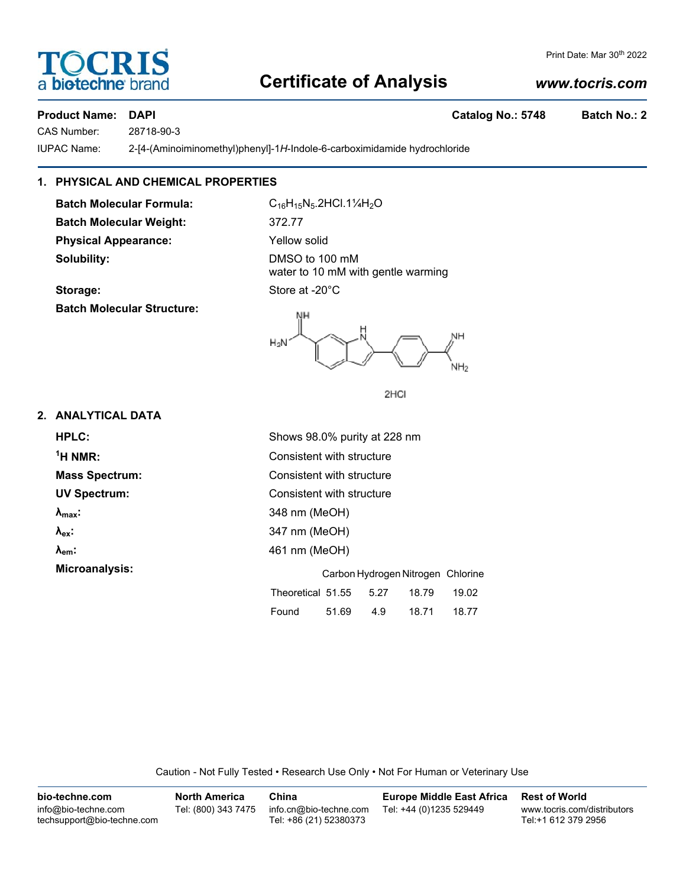# Certificate of Analysis

Print Date: Mar 30th 2022

**TOCRIS** a biotechne brand — www.tocris.com

**Product Name: DAPI** **Catalog No.: 5748** **Batch No.: 2**

CAS Number: 28718-90-3

IUPAC Name: 2-[4-(Aminoiminomethyl)phenyl]-1*H*-Indole-6-carboximidamide hydrochloride

## 1. PHYSICAL AND CHEMICAL PROPERTIES

**Batch Molecular Formula:** $C_{16}H_{15}N_5.2HCl.1¼H_2O$

**Batch Molecular Weight:** 372.77

**Physical Appearance:** Yellow solid

**Solubility:** DMSO to 100 mM
water to 10 mM with gentle warming

**Storage:** Store at -20°C

**Batch Molecular Structure:**

2HCl

## 2. ANALYTICAL DATA

**HPLC:** Shows 98.0% purity at 228 nm

**$^1$H NMR:** Consistent with structure

**Mass Spectrum:** Consistent with structure

**UV Spectrum:** Consistent with structure

**$\lambda_{max}$:** 348 nm (MeOH)

**$\lambda_{ex}$:** 347 nm (MeOH)

**$\lambda_{em}$:** 461 nm (MeOH)

**Microanalysis:**

| | Carbon | Hydrogen | Nitrogen | Chlorine |
|---|---|---|---|---|
| Theoretical | 51.55 | 5.27 | 18.79 | 19.02 |
| Found | 51.69 | 4.9 | 18.71 | 18.77 |

Caution - Not Fully Tested • Research Use Only • Not For Human or Veterinary Use

**bio-techne.com**
info@bio-techne.com
techsupport@bio-techne.com

**North America**
Tel: (800) 343 7475

**China**
info.cn@bio-techne.com
Tel: +86 (21) 52380373

**Europe Middle East Africa**
Tel: +44 (0)1235 529449

**Rest of World**
www.tocris.com/distributors
Tel:+1 612 379 2956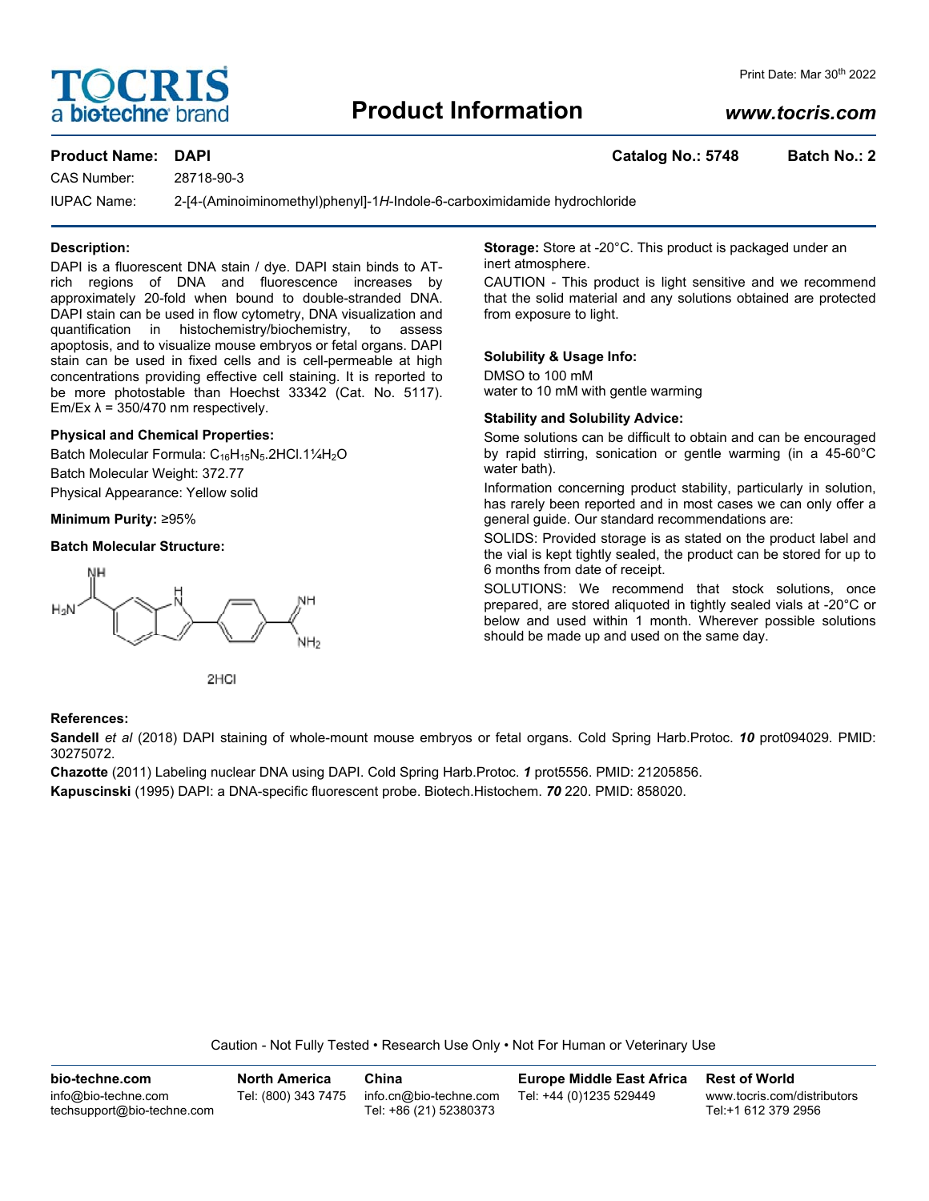# Product Information

**www.tocris.com**

Print Date: Mar 30th 2022

**Product Name: DAPI** **Catalog No.: 5748** **Batch No.: 2**

CAS Number: 28718-90-3

IUPAC Name: 2-[4-(Aminoiminomethyl)phenyl]-1*H*-Indole-6-carboximidamide hydrochloride

### Description:

DAPI is a fluorescent DNA stain / dye. DAPI stain binds to AT-rich regions of DNA and fluorescence increases by approximately 20-fold when bound to double-stranded DNA. DAPI stain can be used in flow cytometry, DNA visualization and quantification in histochemistry/biochemistry, to assess apoptosis, and to visualize mouse embryos or fetal organs. DAPI stain can be used in fixed cells and is cell-permeable at high concentrations providing effective cell staining. It is reported to be more photostable than Hoechst 33342 (Cat. No. 5117). Em/Ex λ = 350/470 nm respectively.

### Physical and Chemical Properties:

Batch Molecular Formula: $C_{16}H_{15}N_5.2HCl.1\frac{1}{4}H_2O$

Batch Molecular Weight: 372.77

Physical Appearance: Yellow solid

**Minimum Purity:** ≥95%

### Batch Molecular Structure:

2HCl

**Storage:** Store at -20°C. This product is packaged under an inert atmosphere.

CAUTION - This product is light sensitive and we recommend that the solid material and any solutions obtained are protected from exposure to light.

### Solubility & Usage Info:

DMSO to 100 mM

water to 10 mM with gentle warming

### Stability and Solubility Advice:

Some solutions can be difficult to obtain and can be encouraged by rapid stirring, sonication or gentle warming (in a 45-60°C water bath).

Information concerning product stability, particularly in solution, has rarely been reported and in most cases we can only offer a general guide. Our standard recommendations are:

SOLIDS: Provided storage is as stated on the product label and the vial is kept tightly sealed, the product can be stored for up to 6 months from date of receipt.

SOLUTIONS: We recommend that stock solutions, once prepared, are stored aliquoted in tightly sealed vials at -20°C or below and used within 1 month. Wherever possible solutions should be made up and used on the same day.

### References:

**Sandell** *et al* (2018) DAPI staining of whole-mount mouse embryos or fetal organs. Cold Spring Harb.Protoc. ***10*** prot094029. PMID: 30275072.

**Chazotte** (2011) Labeling nuclear DNA using DAPI. Cold Spring Harb.Protoc. ***1*** prot5556. PMID: 21205856.

**Kapuscinski** (1995) DAPI: a DNA-specific fluorescent probe. Biotech.Histochem. ***70*** 220. PMID: 858020.

Caution - Not Fully Tested • Research Use Only • Not For Human or Veterinary Use

| bio-techne.com | North America | China | Europe Middle East Africa | Rest of World |
|---|---|---|---|---|
| info@bio-techne.com<br>techsupport@bio-techne.com | Tel: (800) 343 7475 | info.cn@bio-techne.com<br>Tel: +86 (21) 52380373 | Tel: +44 (0)1235 529449 | www.tocris.com/distributors<br>Tel:+1 612 379 2956 |